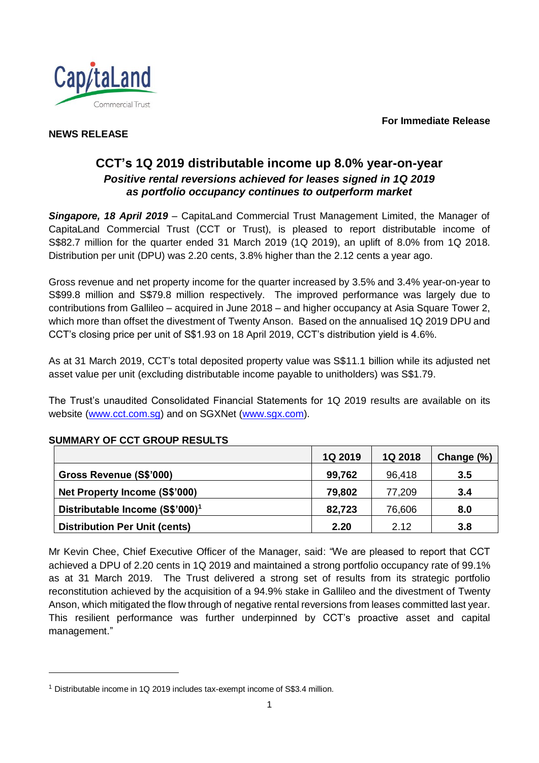**For Immediate Release**

**NEWS RELEASE**

# CCT's 1Q 2019 distributable income up 8.0% year-on-year

***Positive rental reversions achieved for leases signed in 1Q 2019 as portfolio occupancy continues to outperform market***

***Singapore, 18 April 2019*** – CapitaLand Commercial Trust Management Limited, the Manager of CapitaLand Commercial Trust (CCT or Trust), is pleased to report distributable income of S$82.7 million for the quarter ended 31 March 2019 (1Q 2019), an uplift of 8.0% from 1Q 2018. Distribution per unit (DPU) was 2.20 cents, 3.8% higher than the 2.12 cents a year ago.

Gross revenue and net property income for the quarter increased by 3.5% and 3.4% year-on-year to S$99.8 million and S$79.8 million respectively. The improved performance was largely due to contributions from Gallileo – acquired in June 2018 – and higher occupancy at Asia Square Tower 2, which more than offset the divestment of Twenty Anson. Based on the annualised 1Q 2019 DPU and CCT's closing price per unit of S$1.93 on 18 April 2019, CCT's distribution yield is 4.6%.

As at 31 March 2019, CCT's total deposited property value was S$11.1 billion while its adjusted net asset value per unit (excluding distributable income payable to unitholders) was S$1.79.

The Trust's unaudited Consolidated Financial Statements for 1Q 2019 results are available on its website (www.cct.com.sg) and on SGXNet (www.sgx.com).

**SUMMARY OF CCT GROUP RESULTS**

| | 1Q 2019 | 1Q 2018 | Change (%) |
|---|---|---|---|
| **Gross Revenue (S$'000)** | **99,762** | 96,418 | **3.5** |
| **Net Property Income (S$'000)** | **79,802** | 77,209 | **3.4** |
| **Distributable Income (S$'000)**[1] | **82,723** | 76,606 | **8.0** |
| **Distribution Per Unit (cents)** | **2.20** | 2.12 | **3.8** |

Mr Kevin Chee, Chief Executive Officer of the Manager, said: "We are pleased to report that CCT achieved a DPU of 2.20 cents in 1Q 2019 and maintained a strong portfolio occupancy rate of 99.1% as at 31 March 2019. The Trust delivered a strong set of results from its strategic portfolio reconstitution achieved by the acquisition of a 94.9% stake in Gallileo and the divestment of Twenty Anson, which mitigated the flow through of negative rental reversions from leases committed last year. This resilient performance was further underpinned by CCT's proactive asset and capital management."

[1] Distributable income in 1Q 2019 includes tax-exempt income of S$3.4 million.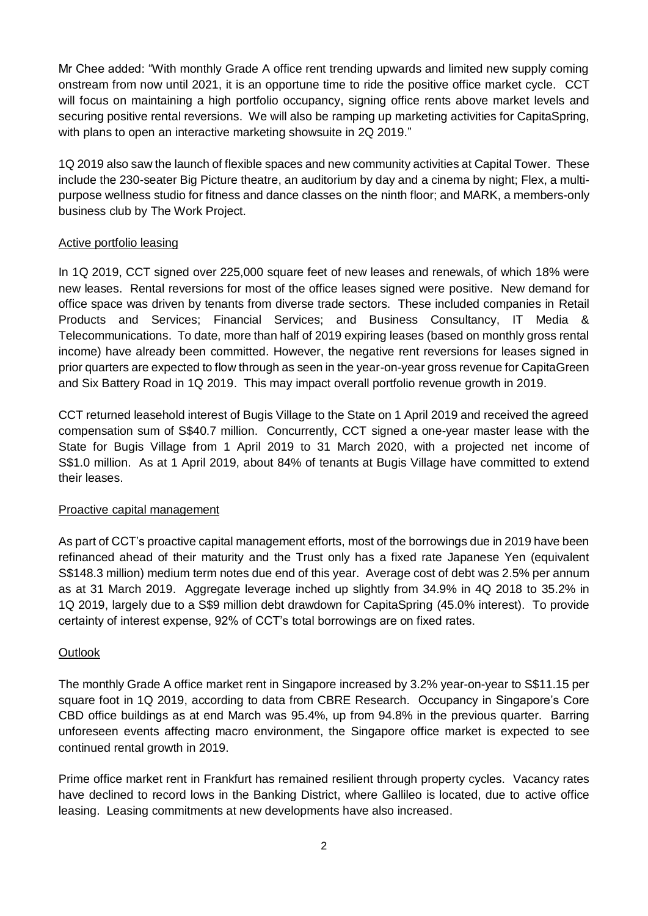Mr Chee added: "With monthly Grade A office rent trending upwards and limited new supply coming onstream from now until 2021, it is an opportune time to ride the positive office market cycle. CCT will focus on maintaining a high portfolio occupancy, signing office rents above market levels and securing positive rental reversions. We will also be ramping up marketing activities for CapitaSpring, with plans to open an interactive marketing showsuite in 2Q 2019."

1Q 2019 also saw the launch of flexible spaces and new community activities at Capital Tower. These include the 230-seater Big Picture theatre, an auditorium by day and a cinema by night; Flex, a multi-purpose wellness studio for fitness and dance classes on the ninth floor; and MARK, a members-only business club by The Work Project.

## Active portfolio leasing

In 1Q 2019, CCT signed over 225,000 square feet of new leases and renewals, of which 18% were new leases. Rental reversions for most of the office leases signed were positive. New demand for office space was driven by tenants from diverse trade sectors. These included companies in Retail Products and Services; Financial Services; and Business Consultancy, IT Media & Telecommunications. To date, more than half of 2019 expiring leases (based on monthly gross rental income) have already been committed. However, the negative rent reversions for leases signed in prior quarters are expected to flow through as seen in the year-on-year gross revenue for CapitaGreen and Six Battery Road in 1Q 2019. This may impact overall portfolio revenue growth in 2019.

CCT returned leasehold interest of Bugis Village to the State on 1 April 2019 and received the agreed compensation sum of S$40.7 million. Concurrently, CCT signed a one-year master lease with the State for Bugis Village from 1 April 2019 to 31 March 2020, with a projected net income of S$1.0 million. As at 1 April 2019, about 84% of tenants at Bugis Village have committed to extend their leases.

## Proactive capital management

As part of CCT's proactive capital management efforts, most of the borrowings due in 2019 have been refinanced ahead of their maturity and the Trust only has a fixed rate Japanese Yen (equivalent S$148.3 million) medium term notes due end of this year. Average cost of debt was 2.5% per annum as at 31 March 2019. Aggregate leverage inched up slightly from 34.9% in 4Q 2018 to 35.2% in 1Q 2019, largely due to a S$9 million debt drawdown for CapitaSpring (45.0% interest). To provide certainty of interest expense, 92% of CCT's total borrowings are on fixed rates.

## Outlook

The monthly Grade A office market rent in Singapore increased by 3.2% year-on-year to S$11.15 per square foot in 1Q 2019, according to data from CBRE Research. Occupancy in Singapore's Core CBD office buildings as at end March was 95.4%, up from 94.8% in the previous quarter. Barring unforeseen events affecting macro environment, the Singapore office market is expected to see continued rental growth in 2019.

Prime office market rent in Frankfurt has remained resilient through property cycles. Vacancy rates have declined to record lows in the Banking District, where Gallileo is located, due to active office leasing. Leasing commitments at new developments have also increased.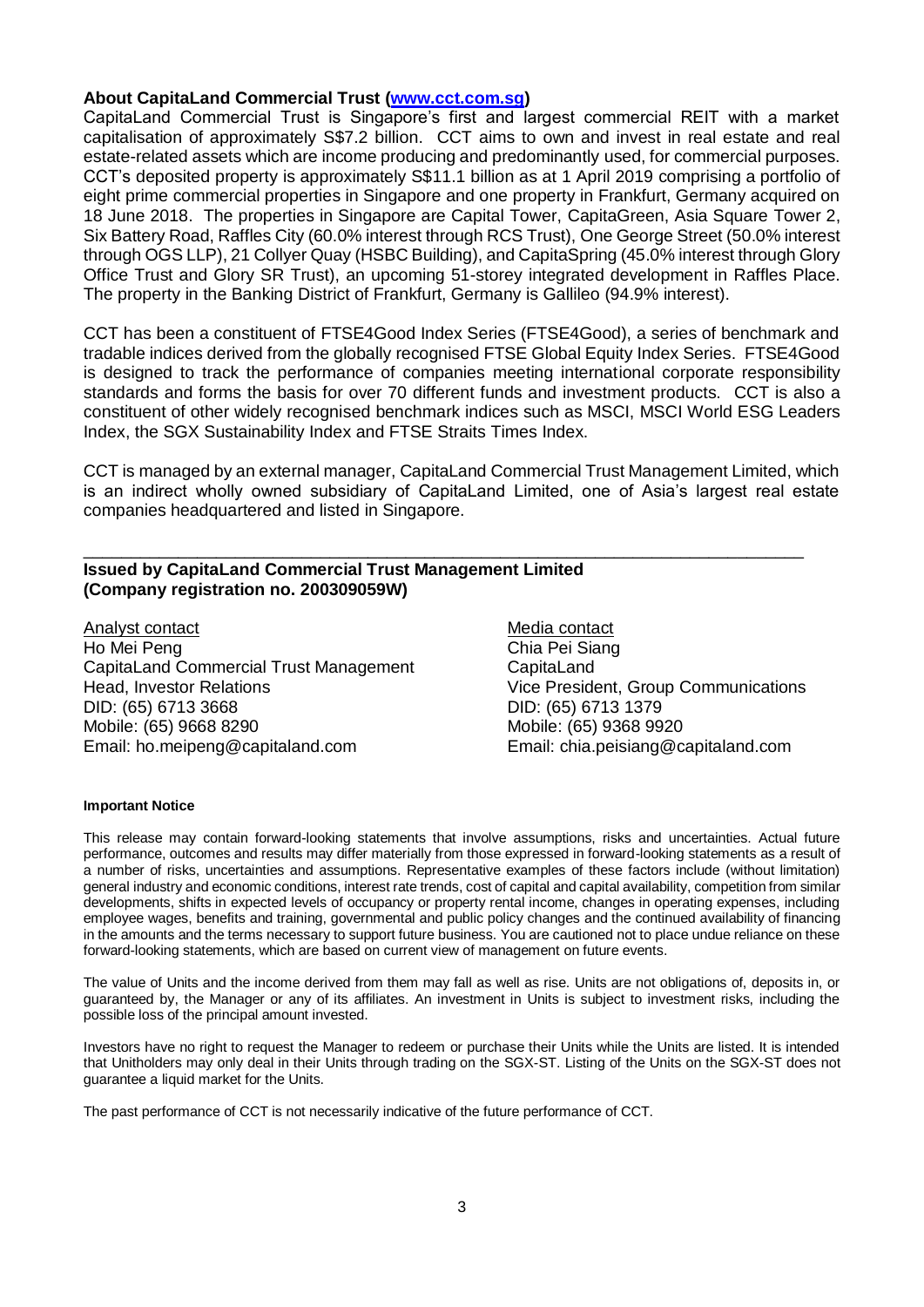**About CapitaLand Commercial Trust ([www.cct.com.sg](http://www.cct.com.sg))**

CapitaLand Commercial Trust is Singapore's first and largest commercial REIT with a market capitalisation of approximately S$7.2 billion. CCT aims to own and invest in real estate and real estate-related assets which are income producing and predominantly used, for commercial purposes. CCT's deposited property is approximately S$11.1 billion as at 1 April 2019 comprising a portfolio of eight prime commercial properties in Singapore and one property in Frankfurt, Germany acquired on 18 June 2018. The properties in Singapore are Capital Tower, CapitaGreen, Asia Square Tower 2, Six Battery Road, Raffles City (60.0% interest through RCS Trust), One George Street (50.0% interest through OGS LLP), 21 Collyer Quay (HSBC Building), and CapitaSpring (45.0% interest through Glory Office Trust and Glory SR Trust), an upcoming 51-storey integrated development in Raffles Place. The property in the Banking District of Frankfurt, Germany is Gallileo (94.9% interest).

CCT has been a constituent of FTSE4Good Index Series (FTSE4Good), a series of benchmark and tradable indices derived from the globally recognised FTSE Global Equity Index Series. FTSE4Good is designed to track the performance of companies meeting international corporate responsibility standards and forms the basis for over 70 different funds and investment products. CCT is also a constituent of other widely recognised benchmark indices such as MSCI, MSCI World ESG Leaders Index, the SGX Sustainability Index and FTSE Straits Times Index.

CCT is managed by an external manager, CapitaLand Commercial Trust Management Limited, which is an indirect wholly owned subsidiary of CapitaLand Limited, one of Asia's largest real estate companies headquartered and listed in Singapore.

---

**Issued by CapitaLand Commercial Trust Management Limited**
**(Company registration no. 200309059W)**

Analyst contact
Ho Mei Peng
CapitaLand Commercial Trust Management
Head, Investor Relations
DID: (65) 6713 3668
Mobile: (65) 9668 8290
Email: ho.meipeng@capitaland.com

Media contact
Chia Pei Siang
CapitaLand
Vice President, Group Communications
DID: (65) 6713 1379
Mobile: (65) 9368 9920
Email: chia.peisiang@capitaland.com

**Important Notice**

This release may contain forward-looking statements that involve assumptions, risks and uncertainties. Actual future performance, outcomes and results may differ materially from those expressed in forward-looking statements as a result of a number of risks, uncertainties and assumptions. Representative examples of these factors include (without limitation) general industry and economic conditions, interest rate trends, cost of capital and capital availability, competition from similar developments, shifts in expected levels of occupancy or property rental income, changes in operating expenses, including employee wages, benefits and training, governmental and public policy changes and the continued availability of financing in the amounts and the terms necessary to support future business. You are cautioned not to place undue reliance on these forward-looking statements, which are based on current view of management on future events.

The value of Units and the income derived from them may fall as well as rise. Units are not obligations of, deposits in, or guaranteed by, the Manager or any of its affiliates. An investment in Units is subject to investment risks, including the possible loss of the principal amount invested.

Investors have no right to request the Manager to redeem or purchase their Units while the Units are listed. It is intended that Unitholders may only deal in their Units through trading on the SGX-ST. Listing of the Units on the SGX-ST does not guarantee a liquid market for the Units.

The past performance of CCT is not necessarily indicative of the future performance of CCT.